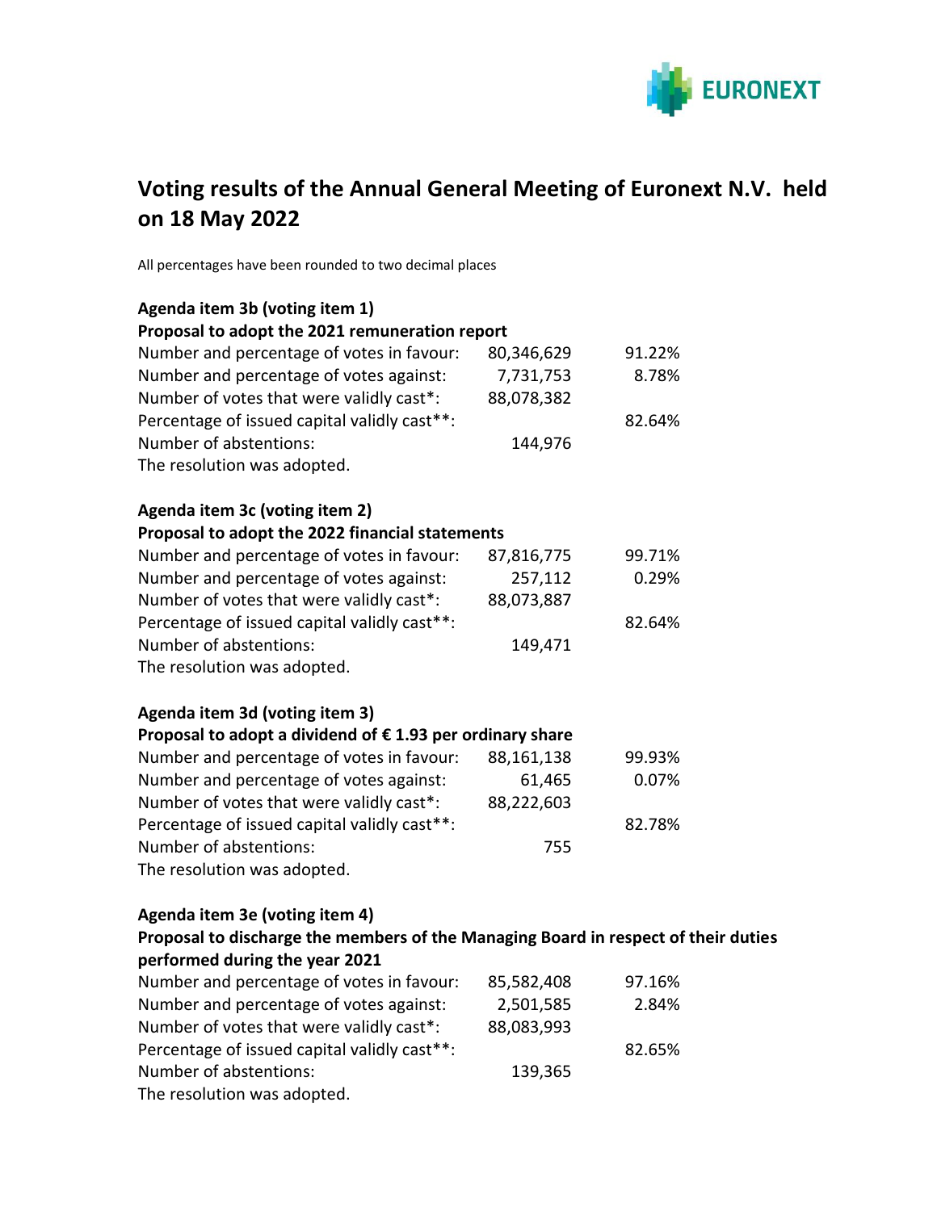# Voting results of the Annual General Meeting of Euronext N.V. held on 18 May 2022

All percentages have been rounded to two decimal places

**Agenda item 3b (voting item 1)**

**Proposal to adopt the 2021 remuneration report**

| | | |
|---|---|---|
| Number and percentage of votes in favour: | 80,346,629 | 91.22% |
| Number and percentage of votes against: | 7,731,753 | 8.78% |
| Number of votes that were validly cast*: | 88,078,382 | |
| Percentage of issued capital validly cast**: | | 82.64% |
| Number of abstentions: | 144,976 | |

The resolution was adopted.

**Agenda item 3c (voting item 2)**

**Proposal to adopt the 2022 financial statements**

| | | |
|---|---|---|
| Number and percentage of votes in favour: | 87,816,775 | 99.71% |
| Number and percentage of votes against: | 257,112 | 0.29% |
| Number of votes that were validly cast*: | 88,073,887 | |
| Percentage of issued capital validly cast**: | | 82.64% |
| Number of abstentions: | 149,471 | |

The resolution was adopted.

**Agenda item 3d (voting item 3)**

**Proposal to adopt a dividend of € 1.93 per ordinary share**

| | | |
|---|---|---|
| Number and percentage of votes in favour: | 88,161,138 | 99.93% |
| Number and percentage of votes against: | 61,465 | 0.07% |
| Number of votes that were validly cast*: | 88,222,603 | |
| Percentage of issued capital validly cast**: | | 82.78% |
| Number of abstentions: | 755 | |

The resolution was adopted.

**Agenda item 3e (voting item 4)**

**Proposal to discharge the members of the Managing Board in respect of their duties performed during the year 2021**

| | | |
|---|---|---|
| Number and percentage of votes in favour: | 85,582,408 | 97.16% |
| Number and percentage of votes against: | 2,501,585 | 2.84% |
| Number of votes that were validly cast*: | 88,083,993 | |
| Percentage of issued capital validly cast**: | | 82.65% |
| Number of abstentions: | 139,365 | |

The resolution was adopted.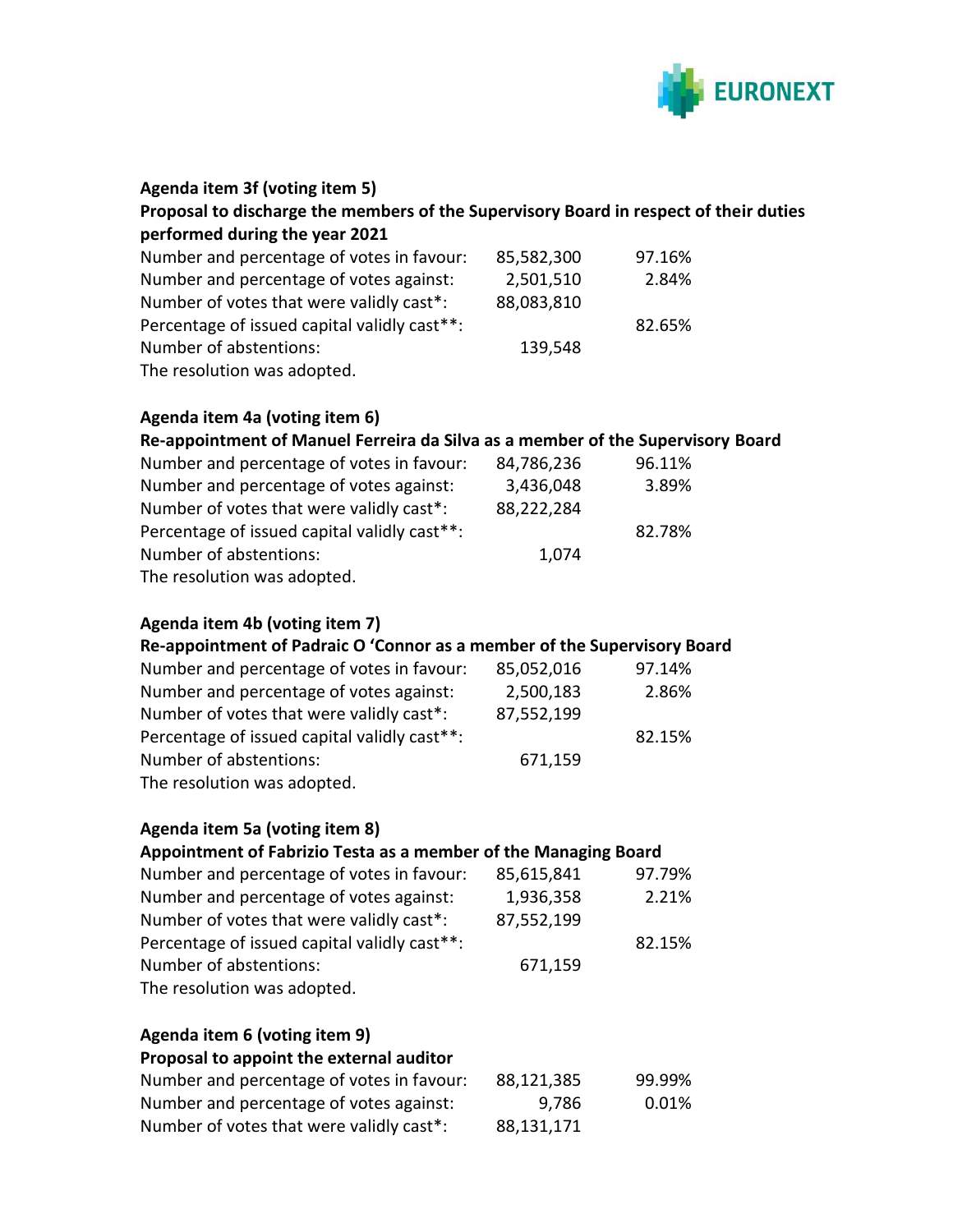**Agenda item 3f (voting item 5)**

**Proposal to discharge the members of the Supervisory Board in respect of their duties performed during the year 2021**

| | | |
|---|---|---|
| Number and percentage of votes in favour: | 85,582,300 | 97.16% |
| Number and percentage of votes against: | 2,501,510 | 2.84% |
| Number of votes that were validly cast*: | 88,083,810 | |
| Percentage of issued capital validly cast**: | | 82.65% |
| Number of abstentions: | 139,548 | |

The resolution was adopted.

**Agenda item 4a (voting item 6)**

**Re-appointment of Manuel Ferreira da Silva as a member of the Supervisory Board**

| | | |
|---|---|---|
| Number and percentage of votes in favour: | 84,786,236 | 96.11% |
| Number and percentage of votes against: | 3,436,048 | 3.89% |
| Number of votes that were validly cast*: | 88,222,284 | |
| Percentage of issued capital validly cast**: | | 82.78% |
| Number of abstentions: | 1,074 | |

The resolution was adopted.

**Agenda item 4b (voting item 7)**

**Re-appointment of Padraic O 'Connor as a member of the Supervisory Board**

| | | |
|---|---|---|
| Number and percentage of votes in favour: | 85,052,016 | 97.14% |
| Number and percentage of votes against: | 2,500,183 | 2.86% |
| Number of votes that were validly cast*: | 87,552,199 | |
| Percentage of issued capital validly cast**: | | 82.15% |
| Number of abstentions: | 671,159 | |

The resolution was adopted.

**Agenda item 5a (voting item 8)**

**Appointment of Fabrizio Testa as a member of the Managing Board**

| | | |
|---|---|---|
| Number and percentage of votes in favour: | 85,615,841 | 97.79% |
| Number and percentage of votes against: | 1,936,358 | 2.21% |
| Number of votes that were validly cast*: | 87,552,199 | |
| Percentage of issued capital validly cast**: | | 82.15% |
| Number of abstentions: | 671,159 | |

The resolution was adopted.

**Agenda item 6 (voting item 9)**

**Proposal to appoint the external auditor**

| | | |
|---|---|---|
| Number and percentage of votes in favour: | 88,121,385 | 99.99% |
| Number and percentage of votes against: | 9,786 | 0.01% |
| Number of votes that were validly cast*: | 88,131,171 | |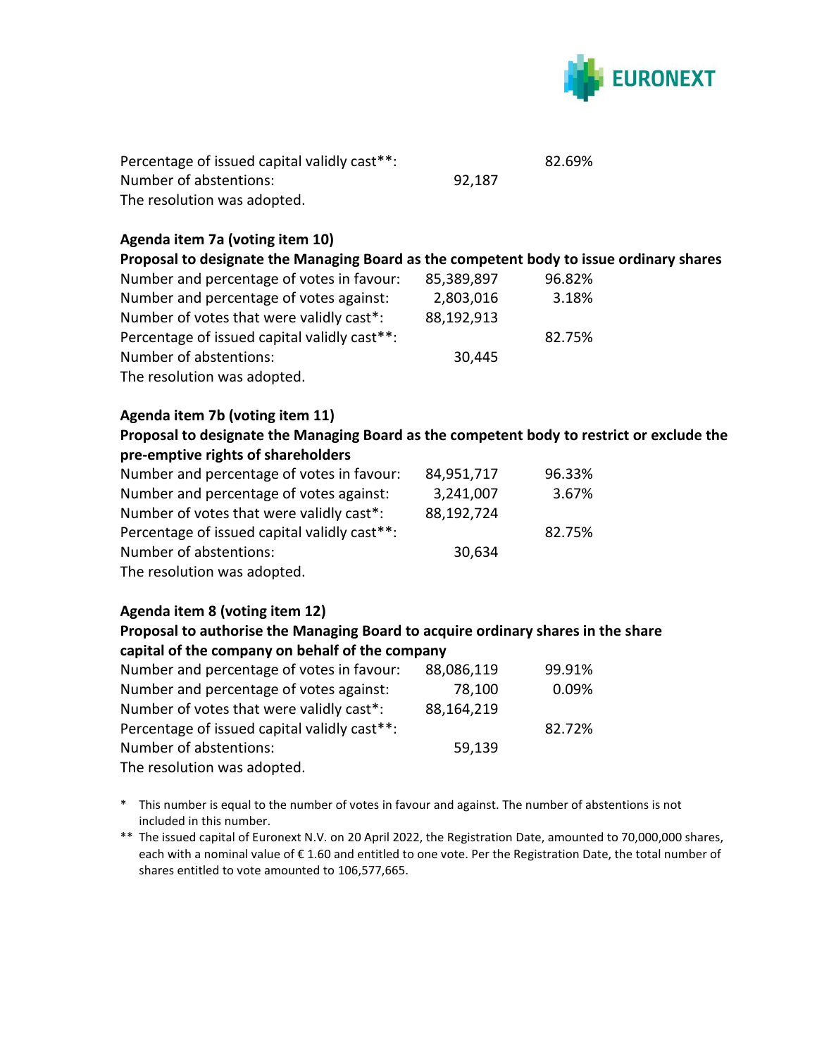| | | |
|---|---|---|
| Percentage of issued capital validly cast**: | | 82.69% |
| Number of abstentions: | 92,187 | |

The resolution was adopted.

**Agenda item 7a (voting item 10)**

**Proposal to designate the Managing Board as the competent body to issue ordinary shares**

| | | |
|---|---|---|
| Number and percentage of votes in favour: | 85,389,897 | 96.82% |
| Number and percentage of votes against: | 2,803,016 | 3.18% |
| Number of votes that were validly cast*: | 88,192,913 | |
| Percentage of issued capital validly cast**: | | 82.75% |
| Number of abstentions: | 30,445 | |

The resolution was adopted.

**Agenda item 7b (voting item 11)**

**Proposal to designate the Managing Board as the competent body to restrict or exclude the pre-emptive rights of shareholders**

| | | |
|---|---|---|
| Number and percentage of votes in favour: | 84,951,717 | 96.33% |
| Number and percentage of votes against: | 3,241,007 | 3.67% |
| Number of votes that were validly cast*: | 88,192,724 | |
| Percentage of issued capital validly cast**: | | 82.75% |
| Number of abstentions: | 30,634 | |

The resolution was adopted.

**Agenda item 8 (voting item 12)**

**Proposal to authorise the Managing Board to acquire ordinary shares in the share capital of the company on behalf of the company**

| | | |
|---|---|---|
| Number and percentage of votes in favour: | 88,086,119 | 99.91% |
| Number and percentage of votes against: | 78,100 | 0.09% |
| Number of votes that were validly cast*: | 88,164,219 | |
| Percentage of issued capital validly cast**: | | 82.72% |
| Number of abstentions: | 59,139 | |

The resolution was adopted.

\* This number is equal to the number of votes in favour and against. The number of abstentions is not included in this number.

** The issued capital of Euronext N.V. on 20 April 2022, the Registration Date, amounted to 70,000,000 shares, each with a nominal value of € 1.60 and entitled to one vote. Per the Registration Date, the total number of shares entitled to vote amounted to 106,577,665.